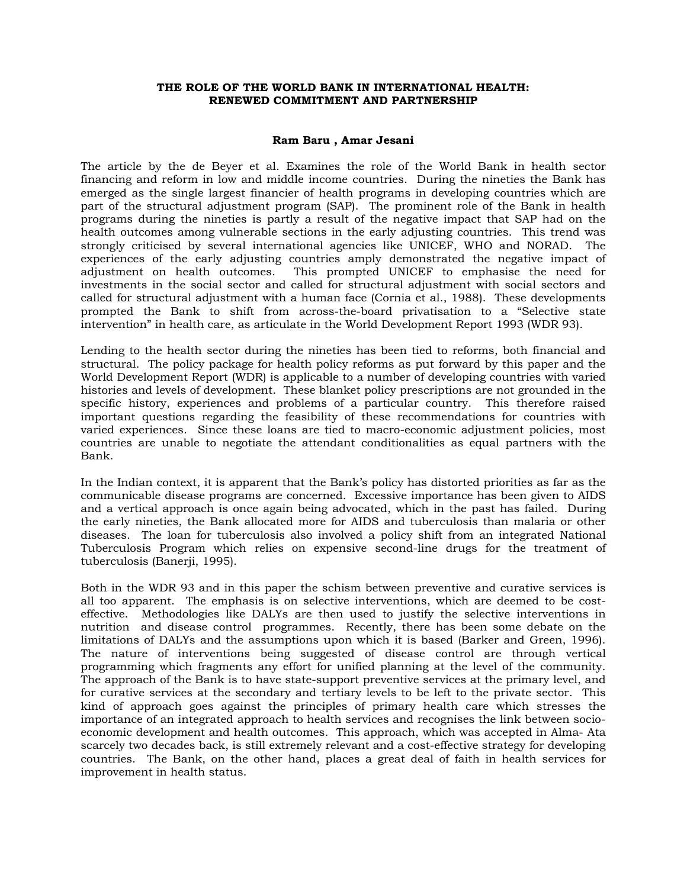# THE ROLE OF THE WORLD BANK IN INTERNATIONAL HEALTH: RENEWED COMMITMENT AND PARTNERSHIP

**Ram Baru , Amar Jesani**

The article by the de Beyer et al. Examines the role of the World Bank in health sector financing and reform in low and middle income countries. During the nineties the Bank has emerged as the single largest financier of health programs in developing countries which are part of the structural adjustment program (SAP). The prominent role of the Bank in health programs during the nineties is partly a result of the negative impact that SAP had on the health outcomes among vulnerable sections in the early adjusting countries. This trend was strongly criticised by several international agencies like UNICEF, WHO and NORAD. The experiences of the early adjusting countries amply demonstrated the negative impact of adjustment on health outcomes. This prompted UNICEF to emphasise the need for investments in the social sector and called for structural adjustment with social sectors and called for structural adjustment with a human face (Cornia et al., 1988). These developments prompted the Bank to shift from across-the-board privatisation to a "Selective state intervention" in health care, as articulate in the World Development Report 1993 (WDR 93).

Lending to the health sector during the nineties has been tied to reforms, both financial and structural. The policy package for health policy reforms as put forward by this paper and the World Development Report (WDR) is applicable to a number of developing countries with varied histories and levels of development. These blanket policy prescriptions are not grounded in the specific history, experiences and problems of a particular country. This therefore raised important questions regarding the feasibility of these recommendations for countries with varied experiences. Since these loans are tied to macro-economic adjustment policies, most countries are unable to negotiate the attendant conditionalities as equal partners with the Bank.

In the Indian context, it is apparent that the Bank's policy has distorted priorities as far as the communicable disease programs are concerned. Excessive importance has been given to AIDS and a vertical approach is once again being advocated, which in the past has failed. During the early nineties, the Bank allocated more for AIDS and tuberculosis than malaria or other diseases. The loan for tuberculosis also involved a policy shift from an integrated National Tuberculosis Program which relies on expensive second-line drugs for the treatment of tuberculosis (Banerji, 1995).

Both in the WDR 93 and in this paper the schism between preventive and curative services is all too apparent. The emphasis is on selective interventions, which are deemed to be cost-effective. Methodologies like DALYs are then used to justify the selective interventions in nutrition and disease control programmes. Recently, there has been some debate on the limitations of DALYs and the assumptions upon which it is based (Barker and Green, 1996). The nature of interventions being suggested of disease control are through vertical programming which fragments any effort for unified planning at the level of the community. The approach of the Bank is to have state-support preventive services at the primary level, and for curative services at the secondary and tertiary levels to be left to the private sector. This kind of approach goes against the principles of primary health care which stresses the importance of an integrated approach to health services and recognises the link between socio-economic development and health outcomes. This approach, which was accepted in Alma- Ata scarcely two decades back, is still extremely relevant and a cost-effective strategy for developing countries. The Bank, on the other hand, places a great deal of faith in health services for improvement in health status.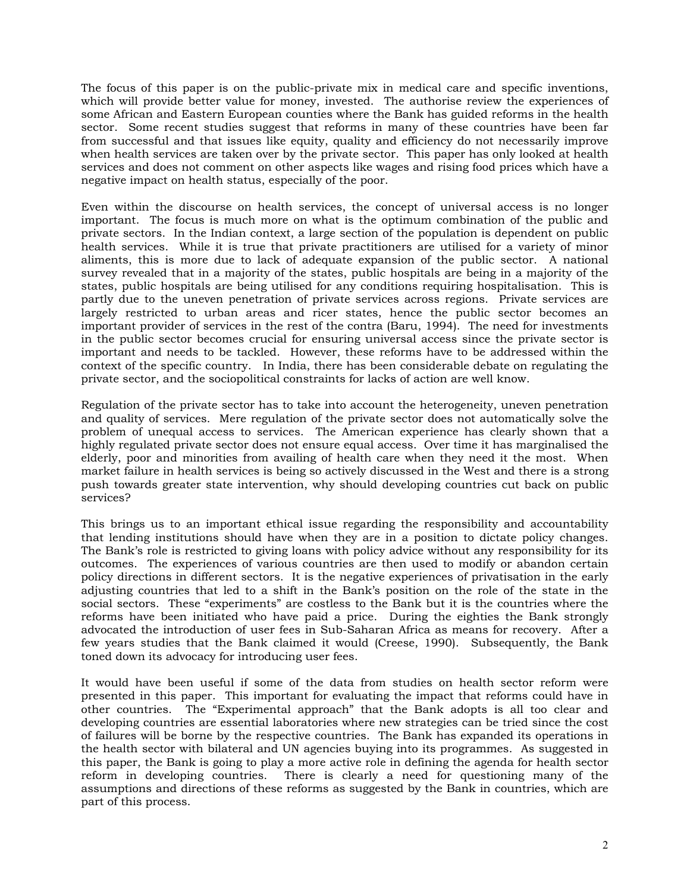The focus of this paper is on the public-private mix in medical care and specific inventions, which will provide better value for money, invested. The authorise review the experiences of some African and Eastern European counties where the Bank has guided reforms in the health sector. Some recent studies suggest that reforms in many of these countries have been far from successful and that issues like equity, quality and efficiency do not necessarily improve when health services are taken over by the private sector. This paper has only looked at health services and does not comment on other aspects like wages and rising food prices which have a negative impact on health status, especially of the poor.

Even within the discourse on health services, the concept of universal access is no longer important. The focus is much more on what is the optimum combination of the public and private sectors. In the Indian context, a large section of the population is dependent on public health services. While it is true that private practitioners are utilised for a variety of minor aliments, this is more due to lack of adequate expansion of the public sector. A national survey revealed that in a majority of the states, public hospitals are being in a majority of the states, public hospitals are being utilised for any conditions requiring hospitalisation. This is partly due to the uneven penetration of private services across regions. Private services are largely restricted to urban areas and ricer states, hence the public sector becomes an important provider of services in the rest of the contra (Baru, 1994). The need for investments in the public sector becomes crucial for ensuring universal access since the private sector is important and needs to be tackled. However, these reforms have to be addressed within the context of the specific country. In India, there has been considerable debate on regulating the private sector, and the sociopolitical constraints for lacks of action are well know.

Regulation of the private sector has to take into account the heterogeneity, uneven penetration and quality of services. Mere regulation of the private sector does not automatically solve the problem of unequal access to services. The American experience has clearly shown that a highly regulated private sector does not ensure equal access. Over time it has marginalised the elderly, poor and minorities from availing of health care when they need it the most. When market failure in health services is being so actively discussed in the West and there is a strong push towards greater state intervention, why should developing countries cut back on public services?

This brings us to an important ethical issue regarding the responsibility and accountability that lending institutions should have when they are in a position to dictate policy changes. The Bank's role is restricted to giving loans with policy advice without any responsibility for its outcomes. The experiences of various countries are then used to modify or abandon certain policy directions in different sectors. It is the negative experiences of privatisation in the early adjusting countries that led to a shift in the Bank's position on the role of the state in the social sectors. These "experiments" are costless to the Bank but it is the countries where the reforms have been initiated who have paid a price. During the eighties the Bank strongly advocated the introduction of user fees in Sub-Saharan Africa as means for recovery. After a few years studies that the Bank claimed it would (Creese, 1990). Subsequently, the Bank toned down its advocacy for introducing user fees.

It would have been useful if some of the data from studies on health sector reform were presented in this paper. This important for evaluating the impact that reforms could have in other countries. The "Experimental approach" that the Bank adopts is all too clear and developing countries are essential laboratories where new strategies can be tried since the cost of failures will be borne by the respective countries. The Bank has expanded its operations in the health sector with bilateral and UN agencies buying into its programmes. As suggested in this paper, the Bank is going to play a more active role in defining the agenda for health sector reform in developing countries. There is clearly a need for questioning many of the assumptions and directions of these reforms as suggested by the Bank in countries, which are part of this process.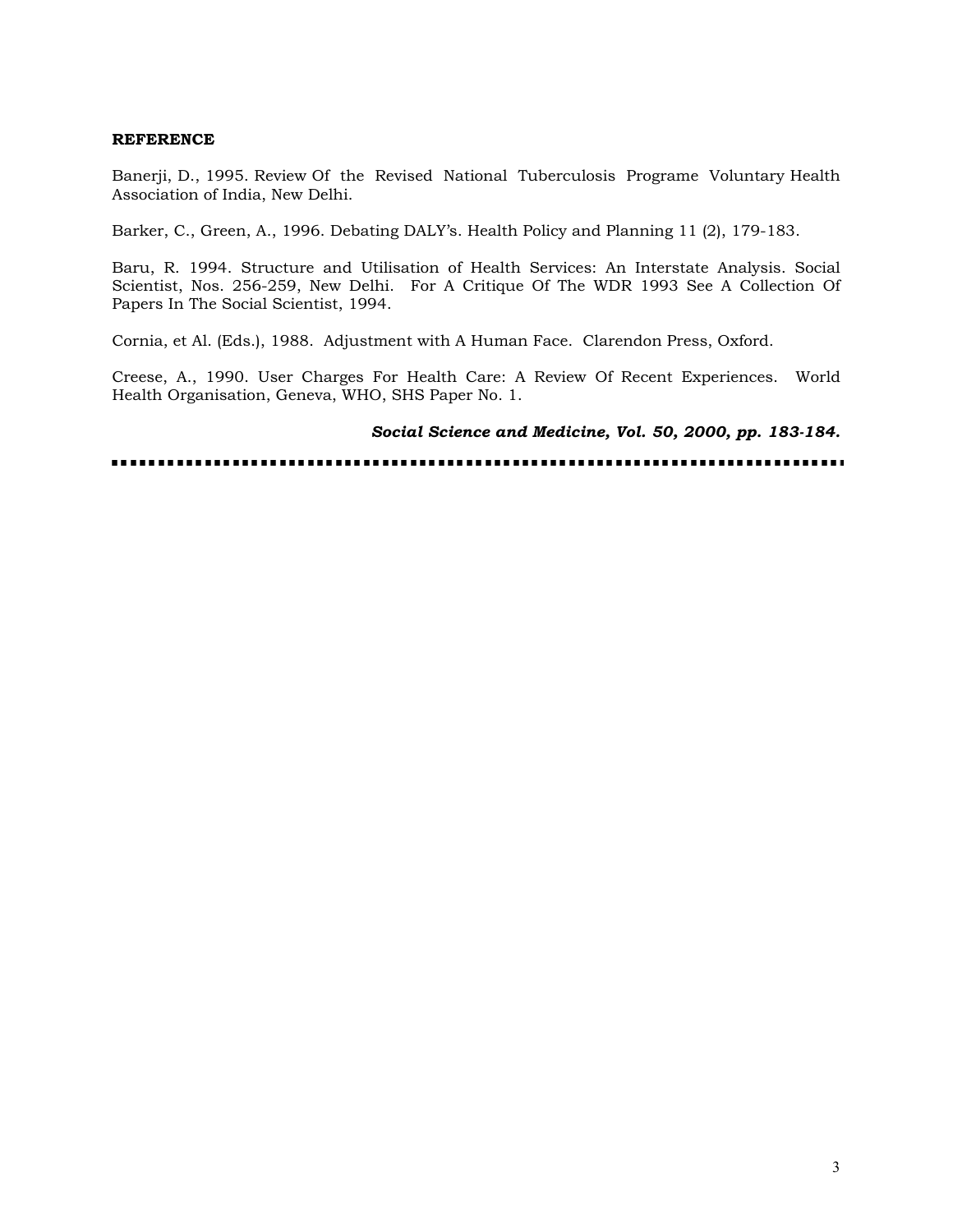**REFERENCE**

Banerji, D., 1995. Review Of the Revised National Tuberculosis Programe Voluntary Health Association of India, New Delhi.

Barker, C., Green, A., 1996. Debating DALY's. Health Policy and Planning 11 (2), 179-183.

Baru, R. 1994. Structure and Utilisation of Health Services: An Interstate Analysis. Social Scientist, Nos. 256-259, New Delhi. For A Critique Of The WDR 1993 See A Collection Of Papers In The Social Scientist, 1994.

Cornia, et Al. (Eds.), 1988. Adjustment with A Human Face. Clarendon Press, Oxford.

Creese, A., 1990. User Charges For Health Care: A Review Of Recent Experiences. World Health Organisation, Geneva, WHO, SHS Paper No. 1.

***Social Science and Medicine, Vol. 50, 2000, pp. 183-184.***